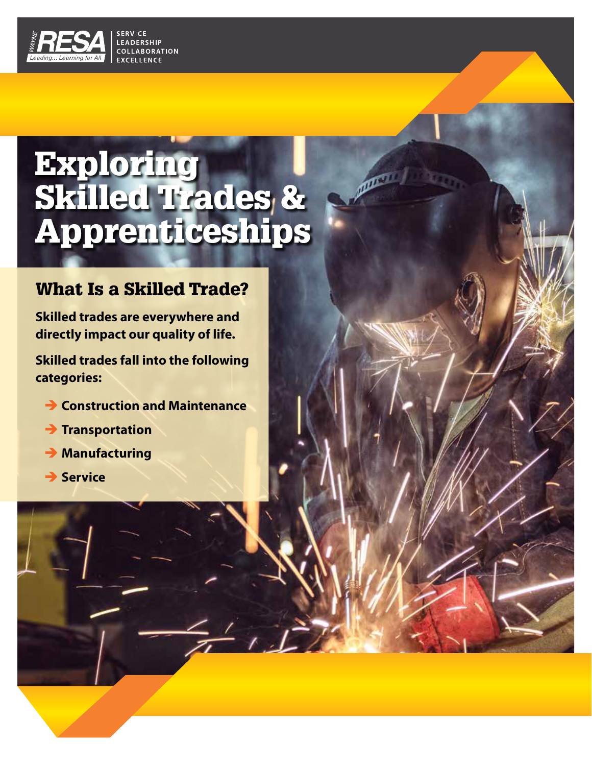Wayne RESA — Leading... Learning for All

SERVICE
LEADERSHIP
COLLABORATION
EXCELLENCE

# Exploring Skilled Trades & Apprenticeships

## What Is a Skilled Trade?

**Skilled trades are everywhere and directly impact our quality of life.**

**Skilled trades fall into the following categories:**

- **Construction and Maintenance**
- **Transportation**
- **Manufacturing**
- **Service**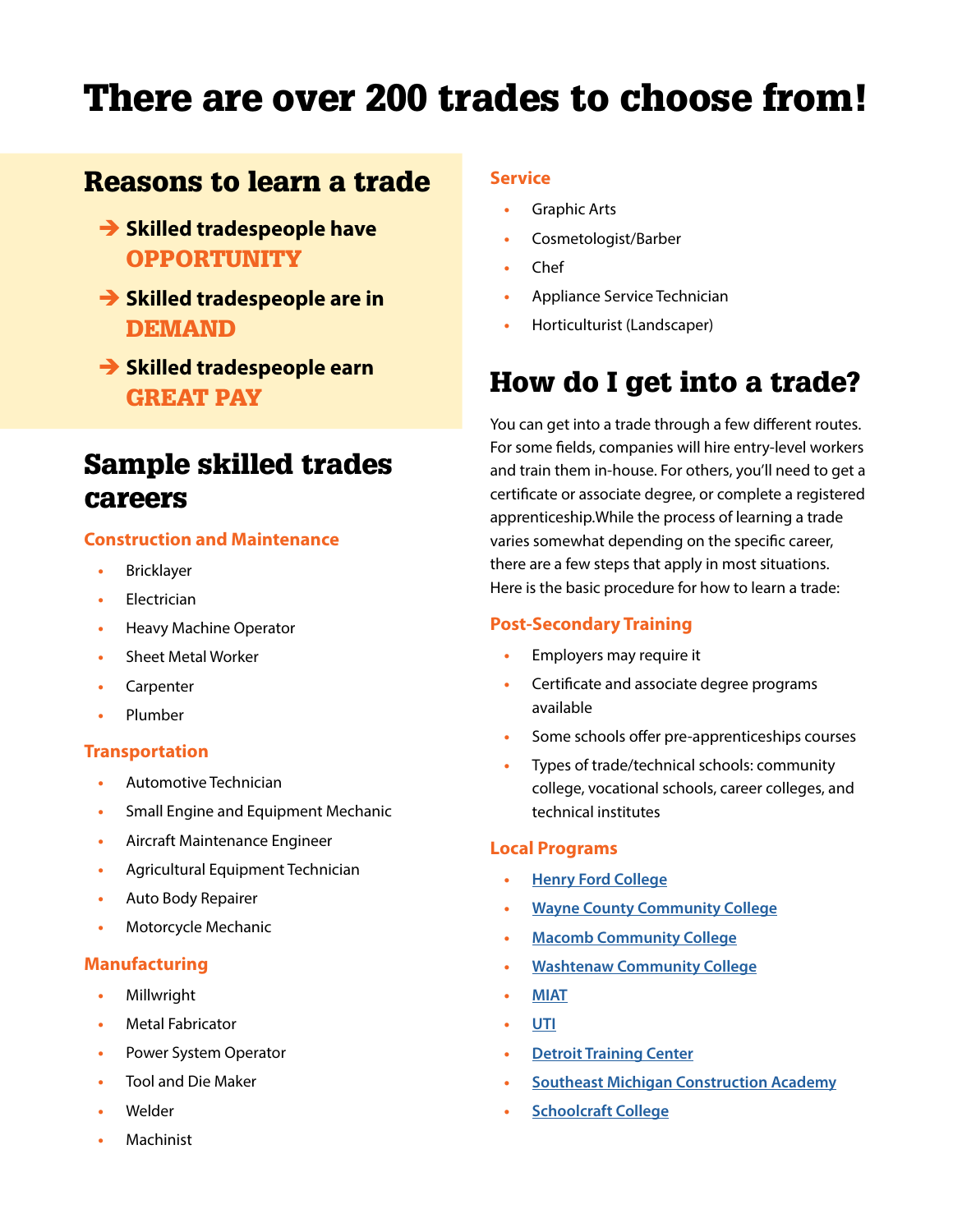# There are over 200 trades to choose from!

## Reasons to learn a trade

- **Skilled tradespeople have OPPORTUNITY**
- **Skilled tradespeople are in DEMAND**
- **Skilled tradespeople earn GREAT PAY**

## Sample skilled trades careers

### Construction and Maintenance

- Bricklayer
- Electrician
- Heavy Machine Operator
- Sheet Metal Worker
- Carpenter
- Plumber

### Transportation

- Automotive Technician
- Small Engine and Equipment Mechanic
- Aircraft Maintenance Engineer
- Agricultural Equipment Technician
- Auto Body Repairer
- Motorcycle Mechanic

### Manufacturing

- Millwright
- Metal Fabricator
- Power System Operator
- Tool and Die Maker
- Welder
- Machinist

### Service

- Graphic Arts
- Cosmetologist/Barber
- Chef
- Appliance Service Technician
- Horticulturist (Landscaper)

## How do I get into a trade?

You can get into a trade through a few different routes. For some fields, companies will hire entry-level workers and train them in-house. For others, you'll need to get a certificate or associate degree, or complete a registered apprenticeship.While the process of learning a trade varies somewhat depending on the specific career, there are a few steps that apply in most situations. Here is the basic procedure for how to learn a trade:

### Post-Secondary Training

- Employers may require it
- Certificate and associate degree programs available
- Some schools offer pre-apprenticeships courses
- Types of trade/technical schools: community college, vocational schools, career colleges, and technical institutes

### Local Programs

- Henry Ford College
- Wayne County Community College
- Macomb Community College
- Washtenaw Community College
- MIAT
- UTI
- Detroit Training Center
- Southeast Michigan Construction Academy
- Schoolcraft College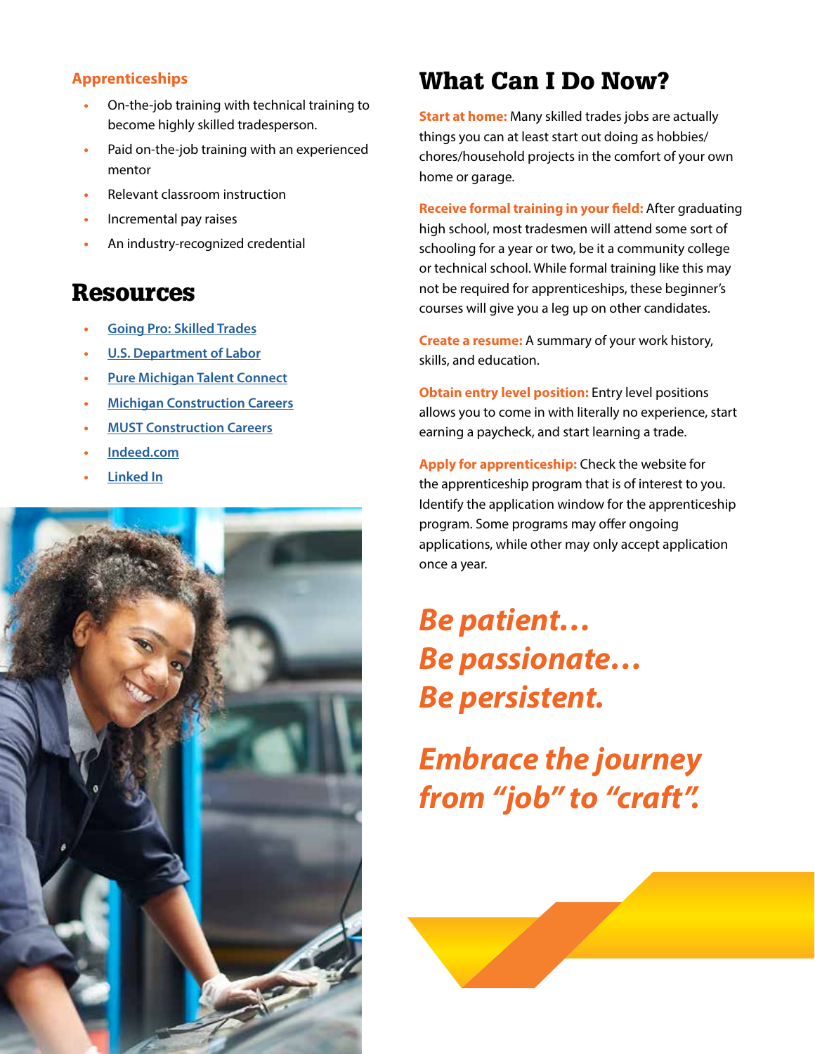### Apprenticeships

- On-the-job training with technical training to become highly skilled tradesperson.
- Paid on-the-job training with an experienced mentor
- Relevant classroom instruction
- Incremental pay raises
- An industry-recognized credential

## Resources

- Going Pro: Skilled Trades
- U.S. Department of Labor
- Pure Michigan Talent Connect
- Michigan Construction Careers
- MUST Construction Careers
- Indeed.com
- Linked In

## What Can I Do Now?

**Start at home:** Many skilled trades jobs are actually things you can at least start out doing as hobbies/chores/household projects in the comfort of your own home or garage.

**Receive formal training in your field:** After graduating high school, most tradesmen will attend some sort of schooling for a year or two, be it a community college or technical school. While formal training like this may not be required for apprenticeships, these beginner's courses will give you a leg up on other candidates.

**Create a resume:** A summary of your work history, skills, and education.

**Obtain entry level position:** Entry level positions allows you to come in with literally no experience, start earning a paycheck, and start learning a trade.

**Apply for apprenticeship:** Check the website for the apprenticeship program that is of interest to you. Identify the application window for the apprenticeship program. Some programs may offer ongoing applications, while other may only accept application once a year.

***Be patient…***
***Be passionate…***
***Be persistent.***

***Embrace the journey from "job" to "craft".***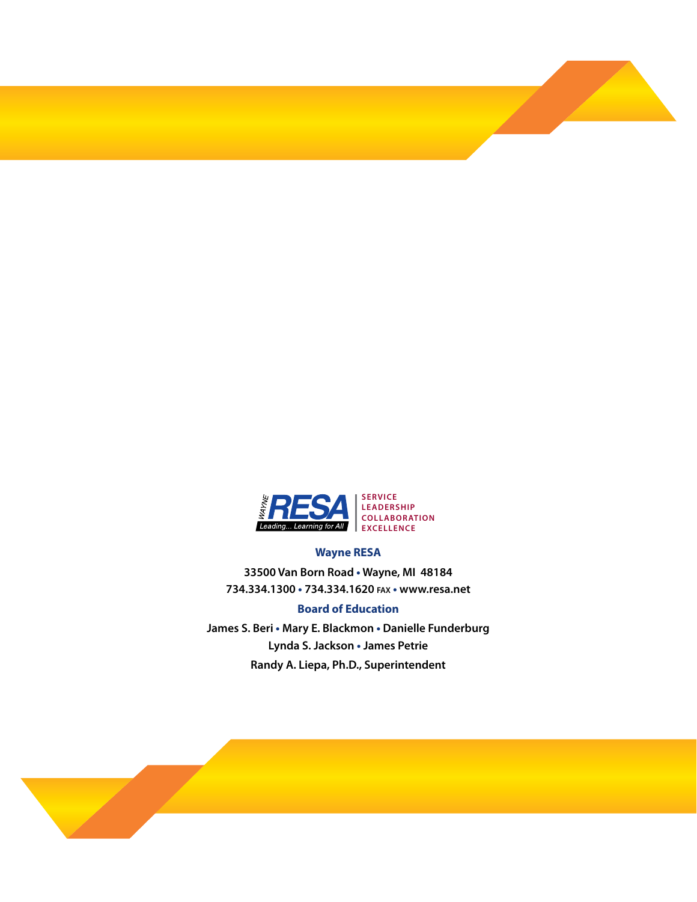WAYNE RESA

Leading... Learning for All

SERVICE
LEADERSHIP
COLLABORATION
EXCELLENCE

**Wayne RESA**

**33500 Van Born Road • Wayne, MI 48184**
**734.334.1300 • 734.334.1620 FAX • www.resa.net**

**Board of Education**

**James S. Beri • Mary E. Blackmon • Danielle Funderburg**
**Lynda S. Jackson • James Petrie**
**Randy A. Liepa, Ph.D., Superintendent**